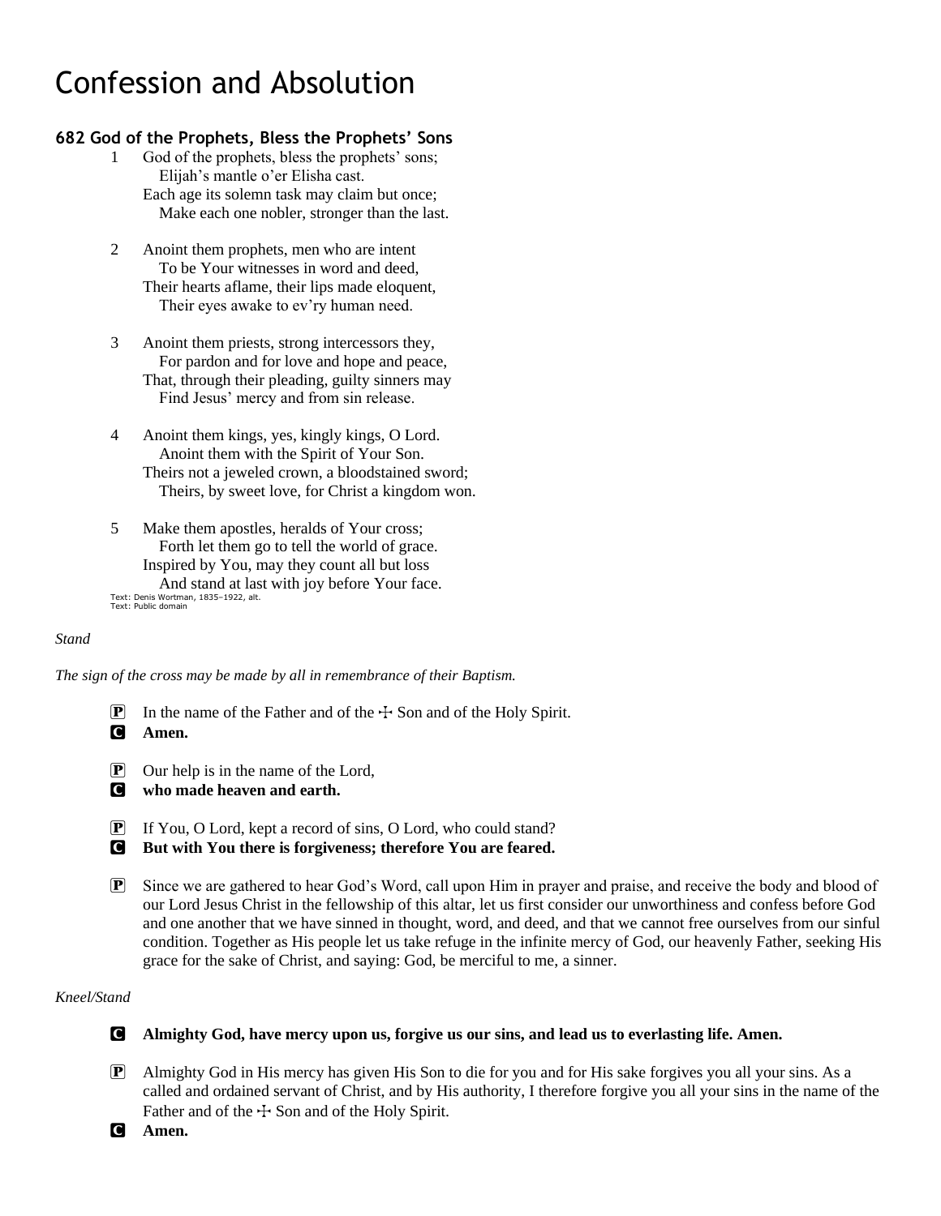# Confession and Absolution

### 682 God of the Prophets, Bless the Prophets' Sons

1 God of the prophets, bless the prophets' sons;
Elijah's mantle o'er Elisha cast.
Each age its solemn task may claim but once;
Make each one nobler, stronger than the last.

2 Anoint them prophets, men who are intent
To be Your witnesses in word and deed,
Their hearts aflame, their lips made eloquent,
Their eyes awake to ev'ry human need.

3 Anoint them priests, strong intercessors they,
For pardon and for love and hope and peace,
That, through their pleading, guilty sinners may
Find Jesus' mercy and from sin release.

4 Anoint them kings, yes, kingly kings, O Lord.
Anoint them with the Spirit of Your Son.
Theirs not a jeweled crown, a bloodstained sword;
Theirs, by sweet love, for Christ a kingdom won.

5 Make them apostles, heralds of Your cross;
Forth let them go to tell the world of grace.
Inspired by You, may they count all but loss
And stand at last with joy before Your face.

Text: Denis Wortman, 1835–1922, alt.
Text: Public domain

*Stand*

*The sign of the cross may be made by all in remembrance of their Baptism.*

P In the name of the Father and of the ☩ Son and of the Holy Spirit.
C **Amen.**

P Our help is in the name of the Lord,
C **who made heaven and earth.**

P If You, O Lord, kept a record of sins, O Lord, who could stand?
C **But with You there is forgiveness; therefore You are feared.**

P Since we are gathered to hear God's Word, call upon Him in prayer and praise, and receive the body and blood of our Lord Jesus Christ in the fellowship of this altar, let us first consider our unworthiness and confess before God and one another that we have sinned in thought, word, and deed, and that we cannot free ourselves from our sinful condition. Together as His people let us take refuge in the infinite mercy of God, our heavenly Father, seeking His grace for the sake of Christ, and saying: God, be merciful to me, a sinner.

*Kneel/Stand*

C **Almighty God, have mercy upon us, forgive us our sins, and lead us to everlasting life. Amen.**

P Almighty God in His mercy has given His Son to die for you and for His sake forgives you all your sins. As a called and ordained servant of Christ, and by His authority, I therefore forgive you all your sins in the name of the Father and of the ☩ Son and of the Holy Spirit.
C **Amen.**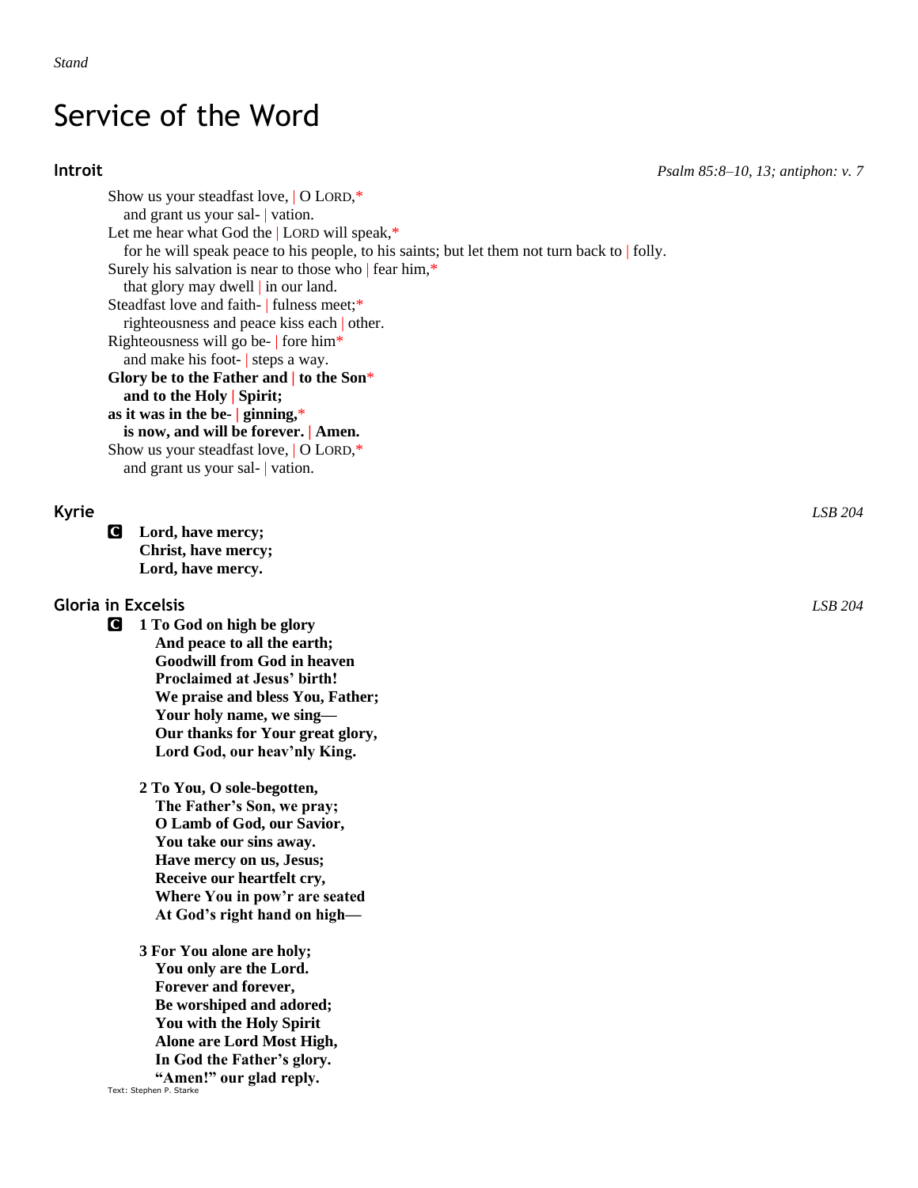*Stand*

# Service of the Word

## Introit

*Psalm 85:8–10, 13; antiphon: v. 7*

Show us your steadfast love, | O LORD,*
  and grant us your sal- | vation.
Let me hear what God the | LORD will speak,*
  for he will speak peace to his people, to his saints; but let them not turn back to | folly.
Surely his salvation is near to those who | fear him,*
  that glory may dwell | in our land.
Steadfast love and faith- | fulness meet;*
  righteousness and peace kiss each | other.
Righteousness will go be- | fore him*
  and make his foot- | steps a way.
**Glory be to the Father and | to the Son***
  **and to the Holy | Spirit;**
**as it was in the be- | ginning,***
  **is now, and will be forever. | Amen.**
Show us your steadfast love, | O LORD,*
  and grant us your sal- | vation.

## Kyrie

*LSB 204*

C **Lord, have mercy;**
**Christ, have mercy;**
**Lord, have mercy.**

## Gloria in Excelsis

*LSB 204*

C **1 To God on high be glory**
  **And peace to all the earth;**
  **Goodwill from God in heaven**
  **Proclaimed at Jesus' birth!**
  **We praise and bless You, Father;**
  **Your holy name, we sing—**
  **Our thanks for Your great glory,**
  **Lord God, our heav'nly King.**

**2 To You, O sole-begotten,**
  **The Father's Son, we pray;**
  **O Lamb of God, our Savior,**
  **You take our sins away.**
  **Have mercy on us, Jesus;**
  **Receive our heartfelt cry,**
  **Where You in pow'r are seated**
  **At God's right hand on high—**

**3 For You alone are holy;**
  **You only are the Lord.**
  **Forever and forever,**
  **Be worshiped and adored;**
  **You with the Holy Spirit**
  **Alone are Lord Most High,**
  **In God the Father's glory.**
  **"Amen!" our glad reply.**

Text: Stephen P. Starke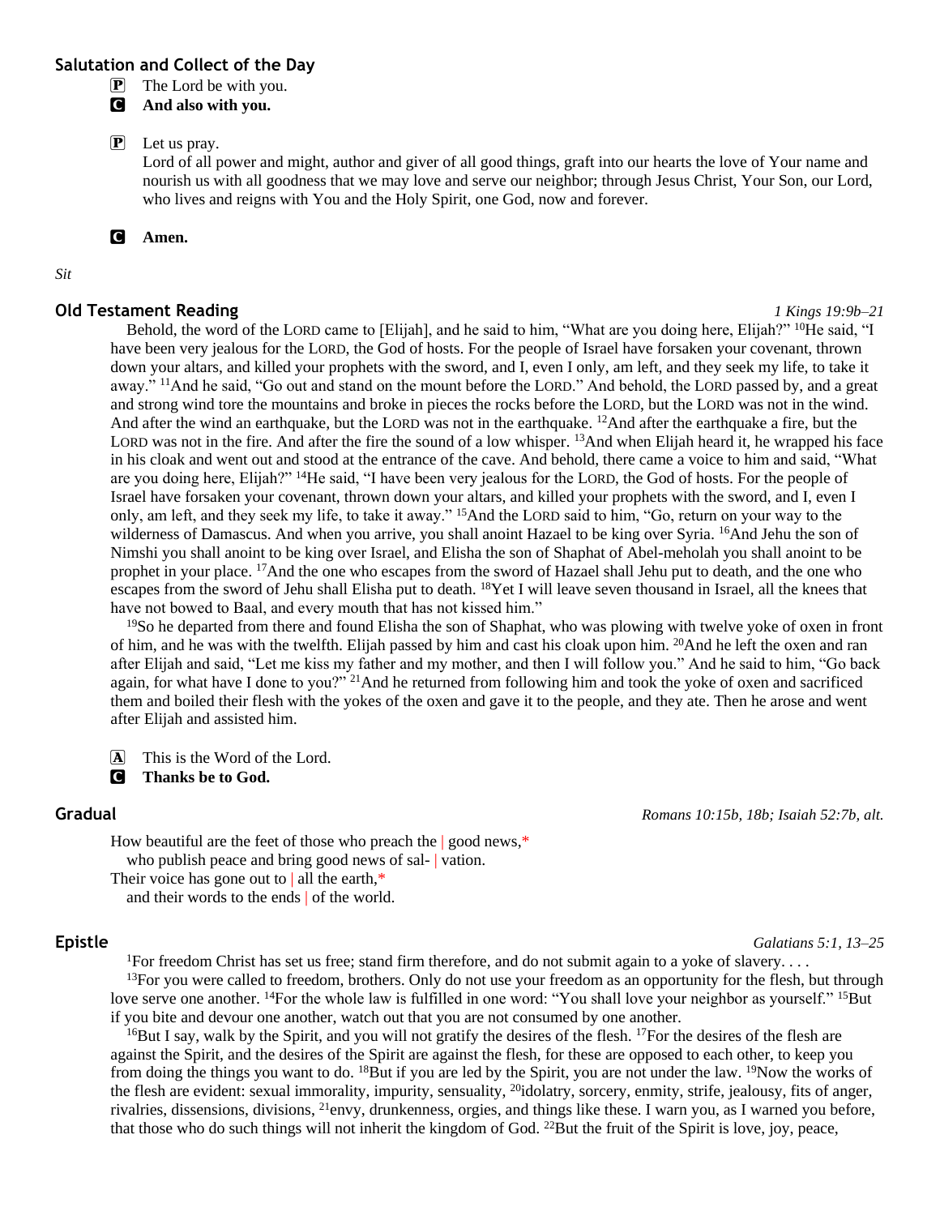## Salutation and Collect of the Day

P The Lord be with you.
C **And also with you.**

P Let us pray.
Lord of all power and might, author and giver of all good things, graft into our hearts the love of Your name and nourish us with all goodness that we may love and serve our neighbor; through Jesus Christ, Your Son, our Lord, who lives and reigns with You and the Holy Spirit, one God, now and forever.

C **Amen.**

*Sit*

## Old Testament Reading *1 Kings 19:9b–21*

Behold, the word of the LORD came to [Elijah], and he said to him, "What are you doing here, Elijah?" [10]He said, "I have been very jealous for the LORD, the God of hosts. For the people of Israel have forsaken your covenant, thrown down your altars, and killed your prophets with the sword, and I, even I only, am left, and they seek my life, to take it away." [11]And he said, "Go out and stand on the mount before the LORD." And behold, the LORD passed by, and a great and strong wind tore the mountains and broke in pieces the rocks before the LORD, but the LORD was not in the wind. And after the wind an earthquake, but the LORD was not in the earthquake. [12]And after the earthquake a fire, but the LORD was not in the fire. And after the fire the sound of a low whisper. [13]And when Elijah heard it, he wrapped his face in his cloak and went out and stood at the entrance of the cave. And behold, there came a voice to him and said, "What are you doing here, Elijah?" [14]He said, "I have been very jealous for the LORD, the God of hosts. For the people of Israel have forsaken your covenant, thrown down your altars, and killed your prophets with the sword, and I, even I only, am left, and they seek my life, to take it away." [15]And the LORD said to him, "Go, return on your way to the wilderness of Damascus. And when you arrive, you shall anoint Hazael to be king over Syria. [16]And Jehu the son of Nimshi you shall anoint to be king over Israel, and Elisha the son of Shaphat of Abel-meholah you shall anoint to be prophet in your place. [17]And the one who escapes from the sword of Hazael shall Jehu put to death, and the one who escapes from the sword of Jehu shall Elisha put to death. [18]Yet I will leave seven thousand in Israel, all the knees that have not bowed to Baal, and every mouth that has not kissed him."

[19]So he departed from there and found Elisha the son of Shaphat, who was plowing with twelve yoke of oxen in front of him, and he was with the twelfth. Elijah passed by him and cast his cloak upon him. [20]And he left the oxen and ran after Elijah and said, "Let me kiss my father and my mother, and then I will follow you." And he said to him, "Go back again, for what have I done to you?" [21]And he returned from following him and took the yoke of oxen and sacrificed them and boiled their flesh with the yokes of the oxen and gave it to the people, and they ate. Then he arose and went after Elijah and assisted him.

A This is the Word of the Lord.
C **Thanks be to God.**

## Gradual *Romans 10:15b, 18b; Isaiah 52:7b, alt.*

How beautiful are the feet of those who preach the | good news,*
who publish peace and bring good news of sal- | vation.
Their voice has gone out to | all the earth,*
and their words to the ends | of the world.

## Epistle *Galatians 5:1, 13–25*

[1]For freedom Christ has set us free; stand firm therefore, and do not submit again to a yoke of slavery. . . .
[13]For you were called to freedom, brothers. Only do not use your freedom as an opportunity for the flesh, but through love serve one another. [14]For the whole law is fulfilled in one word: "You shall love your neighbor as yourself." [15]But if you bite and devour one another, watch out that you are not consumed by one another.

[16]But I say, walk by the Spirit, and you will not gratify the desires of the flesh. [17]For the desires of the flesh are against the Spirit, and the desires of the Spirit are against the flesh, for these are opposed to each other, to keep you from doing the things you want to do. [18]But if you are led by the Spirit, you are not under the law. [19]Now the works of the flesh are evident: sexual immorality, impurity, sensuality, [20]idolatry, sorcery, enmity, strife, jealousy, fits of anger, rivalries, dissensions, divisions, [21]envy, drunkenness, orgies, and things like these. I warn you, as I warned you before, that those who do such things will not inherit the kingdom of God. [22]But the fruit of the Spirit is love, joy, peace,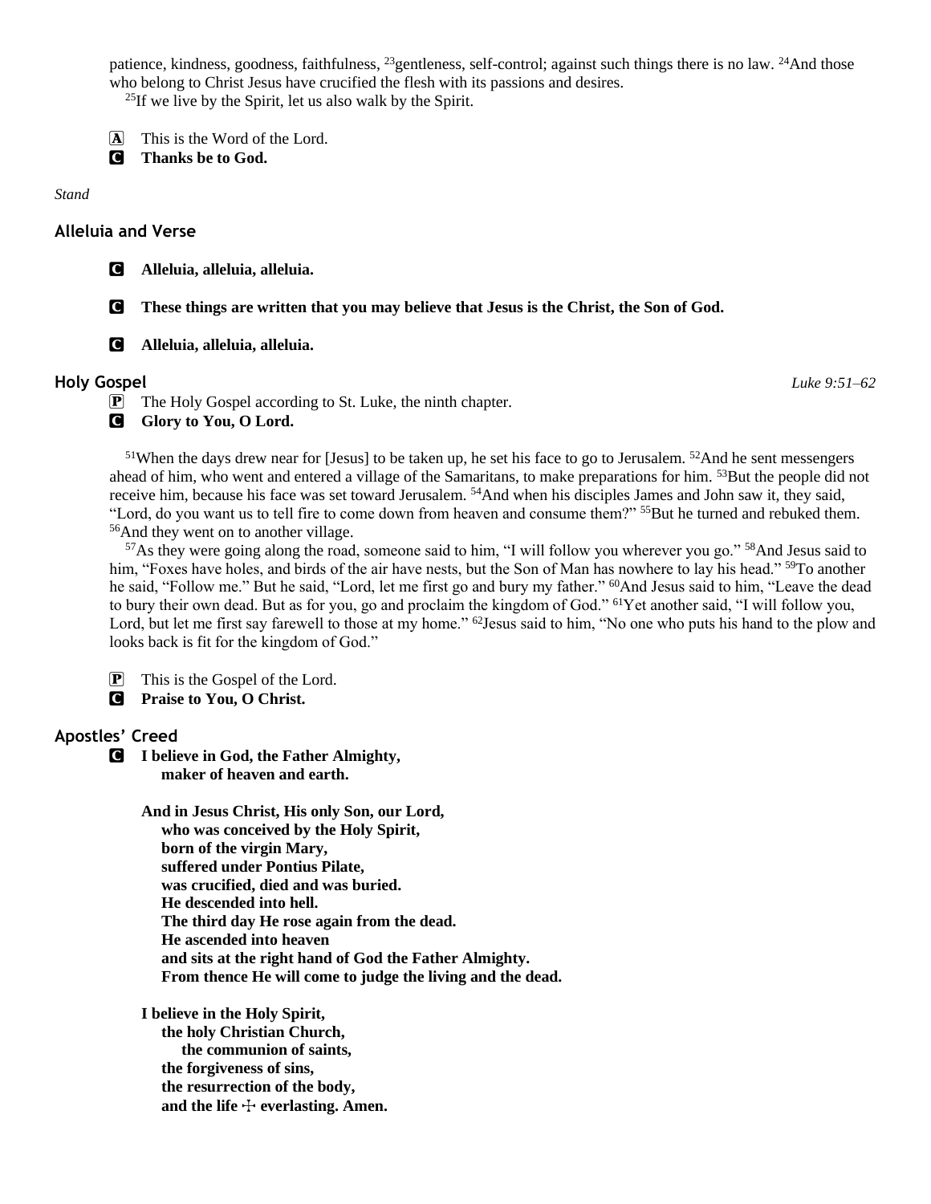patience, kindness, goodness, faithfulness, [23]gentleness, self-control; against such things there is no law. [24]And those who belong to Christ Jesus have crucified the flesh with its passions and desires.
[25]If we live by the Spirit, let us also walk by the Spirit.

A  This is the Word of the Lord.
C  **Thanks be to God.**

*Stand*

## Alleluia and Verse

C  **Alleluia, alleluia, alleluia.**

C  **These things are written that you may believe that Jesus is the Christ, the Son of God.**

C  **Alleluia, alleluia, alleluia.**

## Holy Gospel *Luke 9:51–62*

P  The Holy Gospel according to St. Luke, the ninth chapter.
C  **Glory to You, O Lord.**

[51]When the days drew near for [Jesus] to be taken up, he set his face to go to Jerusalem. [52]And he sent messengers ahead of him, who went and entered a village of the Samaritans, to make preparations for him. [53]But the people did not receive him, because his face was set toward Jerusalem. [54]And when his disciples James and John saw it, they said, "Lord, do you want us to tell fire to come down from heaven and consume them?" [55]But he turned and rebuked them. [56]And they went on to another village.

[57]As they were going along the road, someone said to him, "I will follow you wherever you go." [58]And Jesus said to him, "Foxes have holes, and birds of the air have nests, but the Son of Man has nowhere to lay his head." [59]To another he said, "Follow me." But he said, "Lord, let me first go and bury my father." [60]And Jesus said to him, "Leave the dead to bury their own dead. But as for you, go and proclaim the kingdom of God." [61]Yet another said, "I will follow you, Lord, but let me first say farewell to those at my home." [62]Jesus said to him, "No one who puts his hand to the plow and looks back is fit for the kingdom of God."

P  This is the Gospel of the Lord.
C  **Praise to You, O Christ.**

## Apostles' Creed

C  **I believe in God, the Father Almighty,**
**maker of heaven and earth.**

**And in Jesus Christ, His only Son, our Lord,**
**who was conceived by the Holy Spirit,**
**born of the virgin Mary,**
**suffered under Pontius Pilate,**
**was crucified, died and was buried.**
**He descended into hell.**
**The third day He rose again from the dead.**
**He ascended into heaven**
**and sits at the right hand of God the Father Almighty.**
**From thence He will come to judge the living and the dead.**

**I believe in the Holy Spirit,**
**the holy Christian Church,**
**the communion of saints,**
**the forgiveness of sins,**
**the resurrection of the body,**
**and the life ☩ everlasting. Amen.**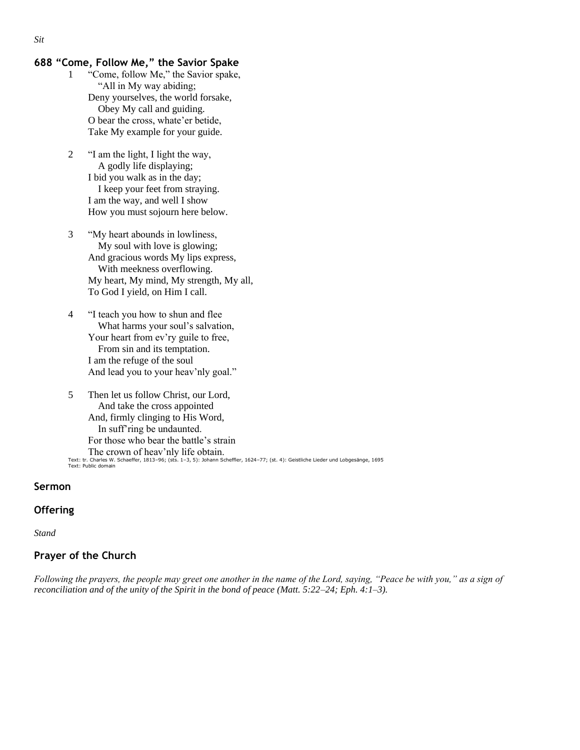*Sit*

## 688 “Come, Follow Me,” the Savior Spake

1 “Come, follow Me,” the Savior spake,
   “All in My way abiding;
Deny yourselves, the world forsake,
   Obey My call and guiding.
O bear the cross, whate’er betide,
Take My example for your guide.

2 “I am the light, I light the way,
   A godly life displaying;
I bid you walk as in the day;
   I keep your feet from straying.
I am the way, and well I show
How you must sojourn here below.

3 “My heart abounds in lowliness,
   My soul with love is glowing;
And gracious words My lips express,
   With meekness overflowing.
My heart, My mind, My strength, My all,
To God I yield, on Him I call.

4 “I teach you how to shun and flee
   What harms your soul’s salvation,
Your heart from ev’ry guile to free,
   From sin and its temptation.
I am the refuge of the soul
And lead you to your heav’nly goal.”

5 Then let us follow Christ, our Lord,
   And take the cross appointed
And, firmly clinging to His Word,
   In suff’ring be undaunted.
For those who bear the battle’s strain
The crown of heav’nly life obtain.

Text: tr. Charles W. Schaeffer, 1813–96; (sts. 1–3, 5): Johann Scheffler, 1624–77; (st. 4): Geistliche Lieder und Lobgesänge, 1695
Text: Public domain

## Sermon

## Offering

*Stand*

## Prayer of the Church

*Following the prayers, the people may greet one another in the name of the Lord, saying, “Peace be with you,” as a sign of reconciliation and of the unity of the Spirit in the bond of peace (Matt. 5:22–24; Eph. 4:1–3).*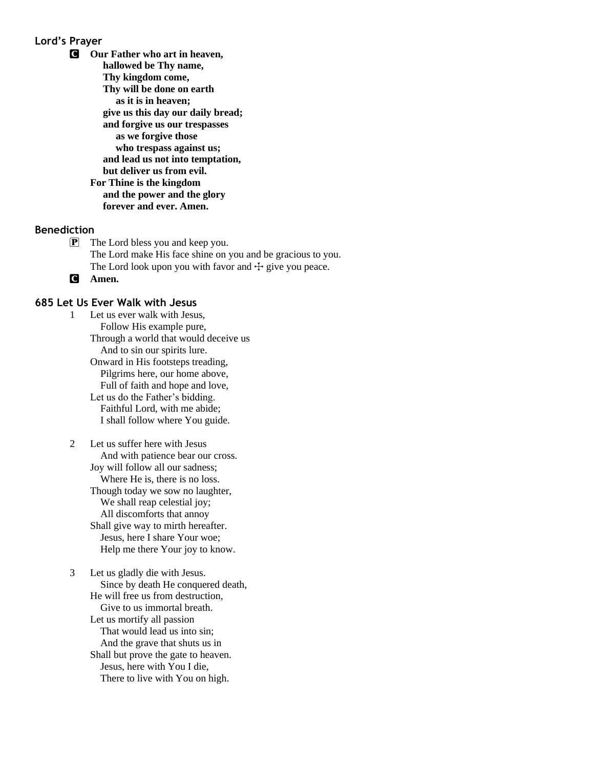### Lord's Prayer

**C** **Our Father who art in heaven,**
**hallowed be Thy name,**
**Thy kingdom come,**
**Thy will be done on earth**
**as it is in heaven;**
**give us this day our daily bread;**
**and forgive us our trespasses**
**as we forgive those**
**who trespass against us;**
**and lead us not into temptation,**
**but deliver us from evil.**
**For Thine is the kingdom**
**and the power and the glory**
**forever and ever. Amen.**

### Benediction

**P** The Lord bless you and keep you.
The Lord make His face shine on you and be gracious to you.
The Lord look upon you with favor and ☩ give you peace.

**C** **Amen.**

### 685 Let Us Ever Walk with Jesus

1 Let us ever walk with Jesus,
Follow His example pure,
Through a world that would deceive us
And to sin our spirits lure.
Onward in His footsteps treading,
Pilgrims here, our home above,
Full of faith and hope and love,
Let us do the Father's bidding.
Faithful Lord, with me abide;
I shall follow where You guide.

2 Let us suffer here with Jesus
And with patience bear our cross.
Joy will follow all our sadness;
Where He is, there is no loss.
Though today we sow no laughter,
We shall reap celestial joy;
All discomforts that annoy
Shall give way to mirth hereafter.
Jesus, here I share Your woe;
Help me there Your joy to know.

3 Let us gladly die with Jesus.
Since by death He conquered death,
He will free us from destruction,
Give to us immortal breath.
Let us mortify all passion
That would lead us into sin;
And the grave that shuts us in
Shall but prove the gate to heaven.
Jesus, here with You I die,
There to live with You on high.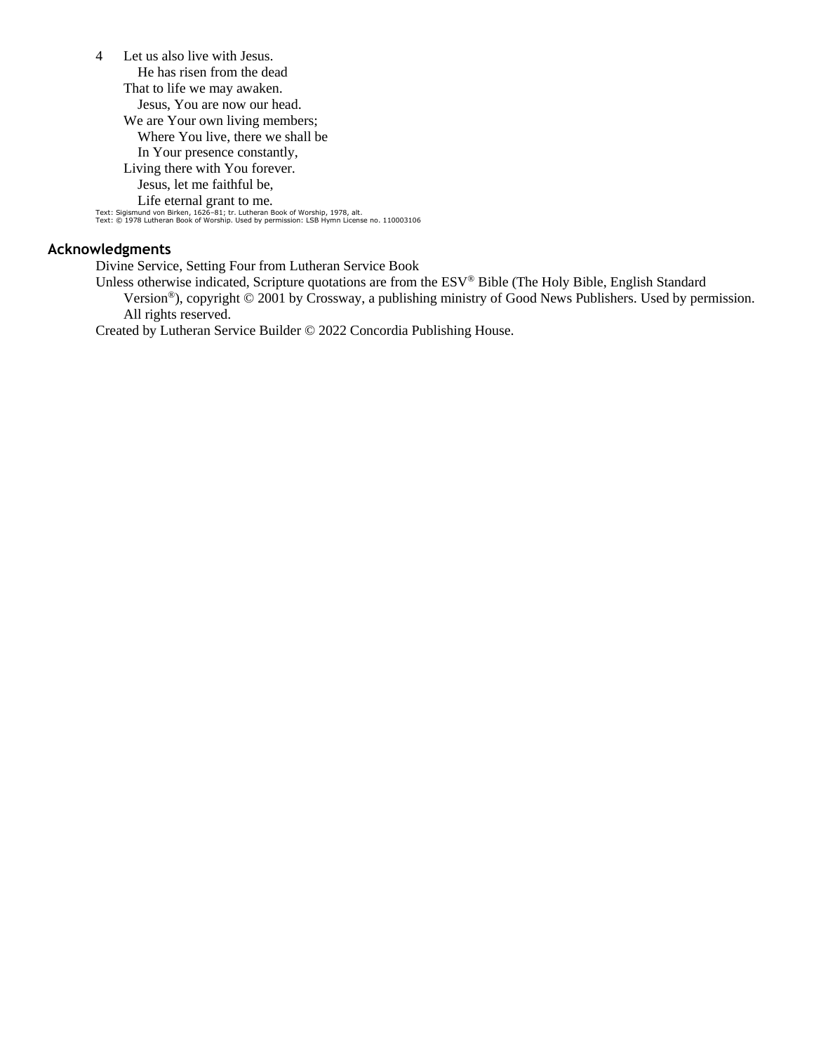4 Let us also live with Jesus.
He has risen from the dead
That to life we may awaken.
Jesus, You are now our head.
We are Your own living members;
Where You live, there we shall be
In Your presence constantly,
Living there with You forever.
Jesus, let me faithful be,
Life eternal grant to me.

Text: Sigismund von Birken, 1626–81; tr. Lutheran Book of Worship, 1978, alt.
Text: © 1978 Lutheran Book of Worship. Used by permission: LSB Hymn License no. 110003106

## Acknowledgments

Divine Service, Setting Four from Lutheran Service Book

Unless otherwise indicated, Scripture quotations are from the ESV® Bible (The Holy Bible, English Standard Version®), copyright © 2001 by Crossway, a publishing ministry of Good News Publishers. Used by permission. All rights reserved.

Created by Lutheran Service Builder © 2022 Concordia Publishing House.